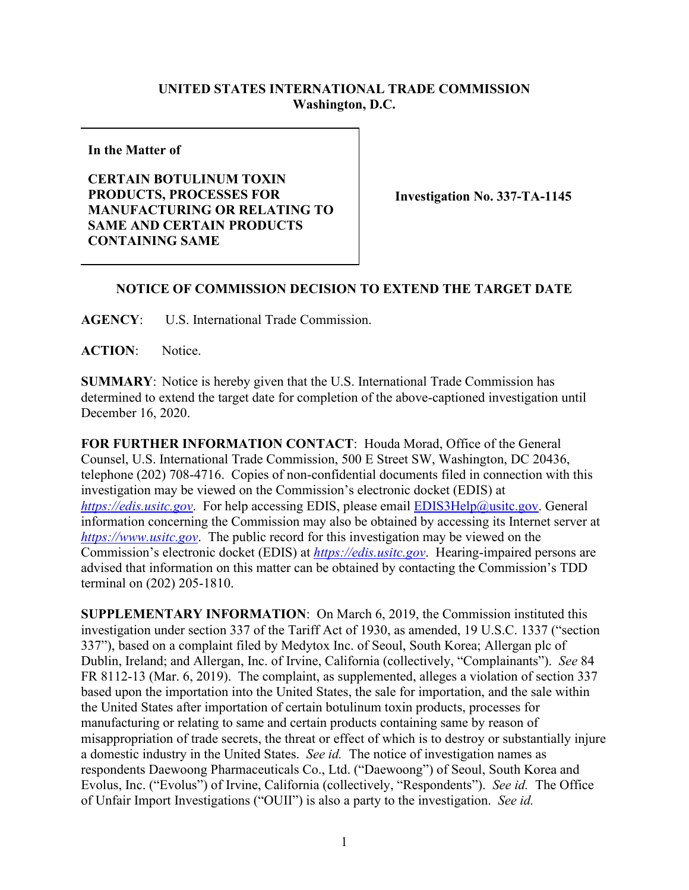**UNITED STATES INTERNATIONAL TRADE COMMISSION**
**Washington, D.C.**

| In the Matter of | |
|---|---|
| **CERTAIN BOTULINUM TOXIN PRODUCTS, PROCESSES FOR MANUFACTURING OR RELATING TO SAME AND CERTAIN PRODUCTS CONTAINING SAME** | **Investigation No. 337-TA-1145** |

**NOTICE OF COMMISSION DECISION TO EXTEND THE TARGET DATE**

**AGENCY**: U.S. International Trade Commission.

**ACTION**: Notice.

**SUMMARY**: Notice is hereby given that the U.S. International Trade Commission has determined to extend the target date for completion of the above-captioned investigation until December 16, 2020.

**FOR FURTHER INFORMATION CONTACT**: Houda Morad, Office of the General Counsel, U.S. International Trade Commission, 500 E Street SW, Washington, DC 20436, telephone (202) 708-4716. Copies of non-confidential documents filed in connection with this investigation may be viewed on the Commission's electronic docket (EDIS) at *https://edis.usitc.gov*. For help accessing EDIS, please email EDIS3Help@usitc.gov. General information concerning the Commission may also be obtained by accessing its Internet server at *https://www.usitc.gov*. The public record for this investigation may be viewed on the Commission's electronic docket (EDIS) at *https://edis.usitc.gov*. Hearing-impaired persons are advised that information on this matter can be obtained by contacting the Commission's TDD terminal on (202) 205-1810.

**SUPPLEMENTARY INFORMATION**: On March 6, 2019, the Commission instituted this investigation under section 337 of the Tariff Act of 1930, as amended, 19 U.S.C. 1337 ("section 337"), based on a complaint filed by Medytox Inc. of Seoul, South Korea; Allergan plc of Dublin, Ireland; and Allergan, Inc. of Irvine, California (collectively, "Complainants"). *See* 84 FR 8112-13 (Mar. 6, 2019). The complaint, as supplemented, alleges a violation of section 337 based upon the importation into the United States, the sale for importation, and the sale within the United States after importation of certain botulinum toxin products, processes for manufacturing or relating to same and certain products containing same by reason of misappropriation of trade secrets, the threat or effect of which is to destroy or substantially injure a domestic industry in the United States. *See id.* The notice of investigation names as respondents Daewoong Pharmaceuticals Co., Ltd. ("Daewoong") of Seoul, South Korea and Evolus, Inc. ("Evolus") of Irvine, California (collectively, "Respondents"). *See id.* The Office of Unfair Import Investigations ("OUII") is also a party to the investigation. *See id.*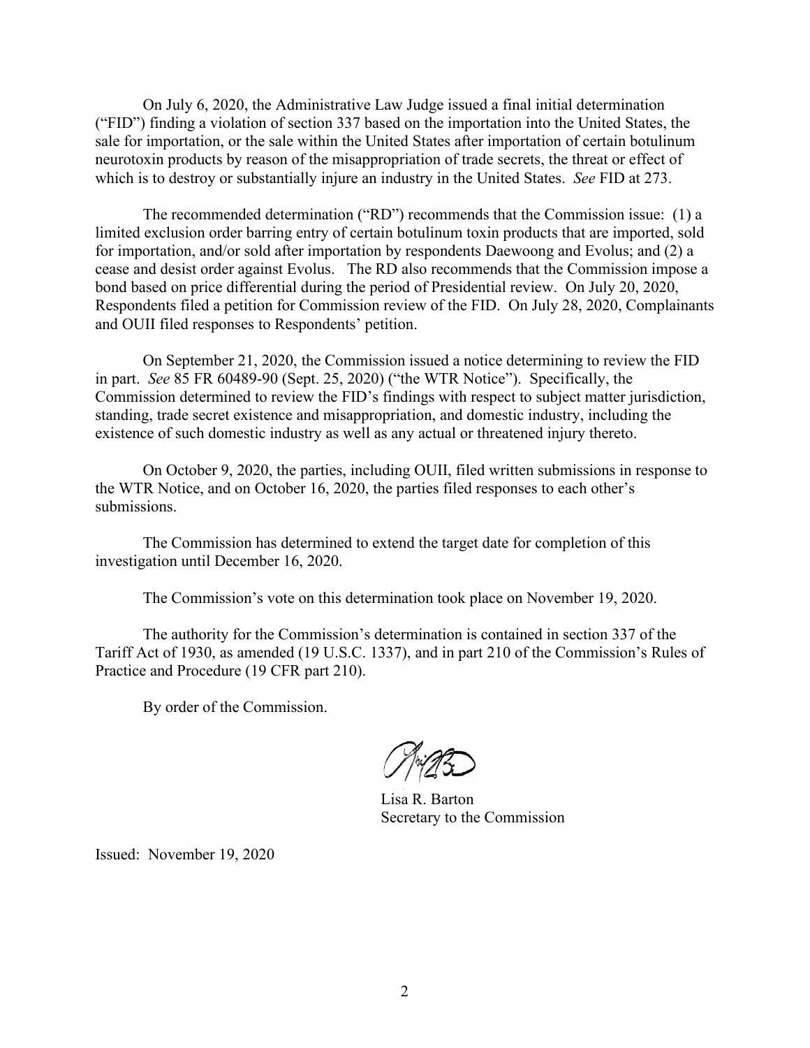On July 6, 2020, the Administrative Law Judge issued a final initial determination ("FID") finding a violation of section 337 based on the importation into the United States, the sale for importation, or the sale within the United States after importation of certain botulinum neurotoxin products by reason of the misappropriation of trade secrets, the threat or effect of which is to destroy or substantially injure an industry in the United States. *See* FID at 273.

The recommended determination ("RD") recommends that the Commission issue: (1) a limited exclusion order barring entry of certain botulinum toxin products that are imported, sold for importation, and/or sold after importation by respondents Daewoong and Evolus; and (2) a cease and desist order against Evolus. The RD also recommends that the Commission impose a bond based on price differential during the period of Presidential review. On July 20, 2020, Respondents filed a petition for Commission review of the FID. On July 28, 2020, Complainants and OUII filed responses to Respondents' petition.

On September 21, 2020, the Commission issued a notice determining to review the FID in part. *See* 85 FR 60489-90 (Sept. 25, 2020) ("the WTR Notice"). Specifically, the Commission determined to review the FID's findings with respect to subject matter jurisdiction, standing, trade secret existence and misappropriation, and domestic industry, including the existence of such domestic industry as well as any actual or threatened injury thereto.

On October 9, 2020, the parties, including OUII, filed written submissions in response to the WTR Notice, and on October 16, 2020, the parties filed responses to each other's submissions.

The Commission has determined to extend the target date for completion of this investigation until December 16, 2020.

The Commission's vote on this determination took place on November 19, 2020.

The authority for the Commission's determination is contained in section 337 of the Tariff Act of 1930, as amended (19 U.S.C. 1337), and in part 210 of the Commission's Rules of Practice and Procedure (19 CFR part 210).

By order of the Commission.

Lisa R. Barton
Secretary to the Commission

Issued: November 19, 2020